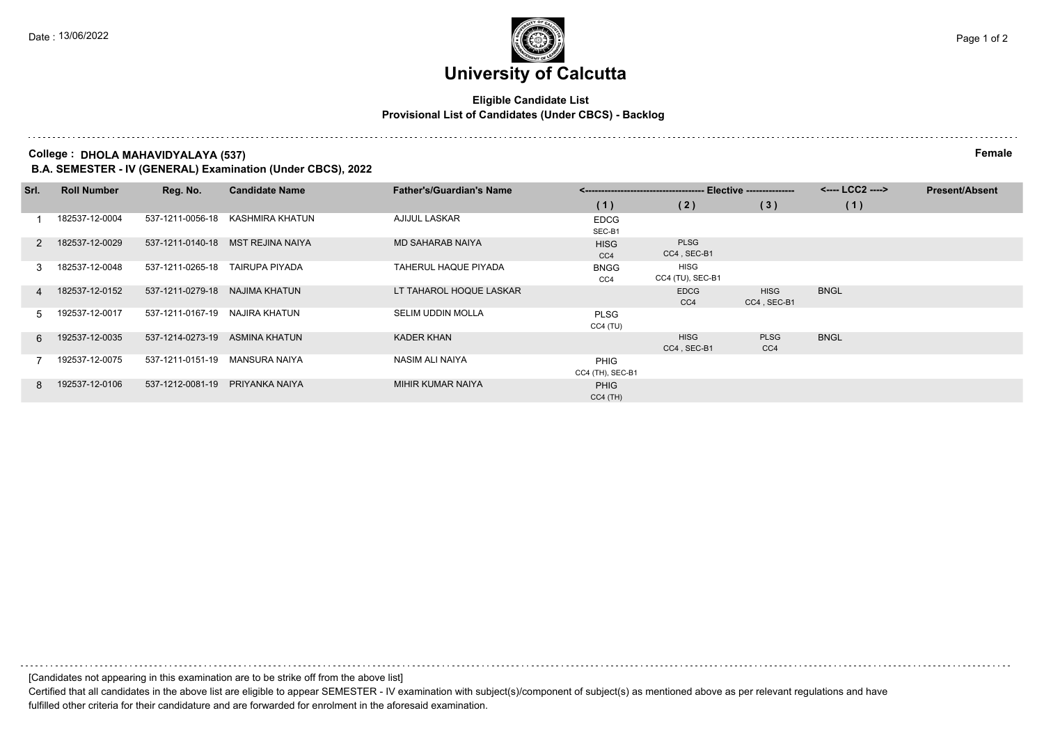Date : 13/06/2022

# University of Calcutta

**Eligible Candidate List**
**Provisional List of Candidates (Under CBCS) - Backlog**

**College : DHOLA MAHAVIDYALAYA (537)** **Female**
**B.A. SEMESTER - IV (GENERAL) Examination (Under CBCS), 2022**

| Srl. | Roll Number | Reg. No. | Candidate Name | Father's/Guardian's Name | Elective (1) | Elective (2) | Elective (3) | LCC2 (1) | Present/Absent |
|---|---|---|---|---|---|---|---|---|---|
| 1 | 182537-12-0004 | 537-1211-0056-18 | KASHMIRA KHATUN | AJIJUL LASKAR | EDCG SEC-B1 | | | | |
| 2 | 182537-12-0029 | 537-1211-0140-18 | MST REJINA NAIYA | MD SAHARAB NAIYA | HISG CC4 | PLSG CC4 , SEC-B1 | | | |
| 3 | 182537-12-0048 | 537-1211-0265-18 | TAIRUPA PIYADA | TAHERUL HAQUE PIYADA | BNGG CC4 | HISG CC4 (TU), SEC-B1 | | | |
| 4 | 182537-12-0152 | 537-1211-0279-18 | NAJIMA KHATUN | LT TAHAROL HOQUE LASKAR | | EDCG CC4 | HISG CC4 , SEC-B1 | BNGL | |
| 5 | 192537-12-0017 | 537-1211-0167-19 | NAJIRA KHATUN | SELIM UDDIN MOLLA | PLSG CC4 (TU) | | | | |
| 6 | 192537-12-0035 | 537-1214-0273-19 | ASMINA KHATUN | KADER KHAN | | HISG CC4 , SEC-B1 | PLSG CC4 | BNGL | |
| 7 | 192537-12-0075 | 537-1211-0151-19 | MANSURA NAIYA | NASIM ALI NAIYA | PHIG CC4 (TH), SEC-B1 | | | | |
| 8 | 192537-12-0106 | 537-1212-0081-19 | PRIYANKA NAIYA | MIHIR KUMAR NAIYA | PHIG CC4 (TH) | | | | |

[Candidates not appearing in this examination are to be strike off from the above list]

Certified that all candidates in the above list are eligible to appear SEMESTER - IV examination with subject(s)/component of subject(s) as mentioned above as per relevant regulations and have fulfilled other criteria for their candidature and are forwarded for enrolment in the aforesaid examination.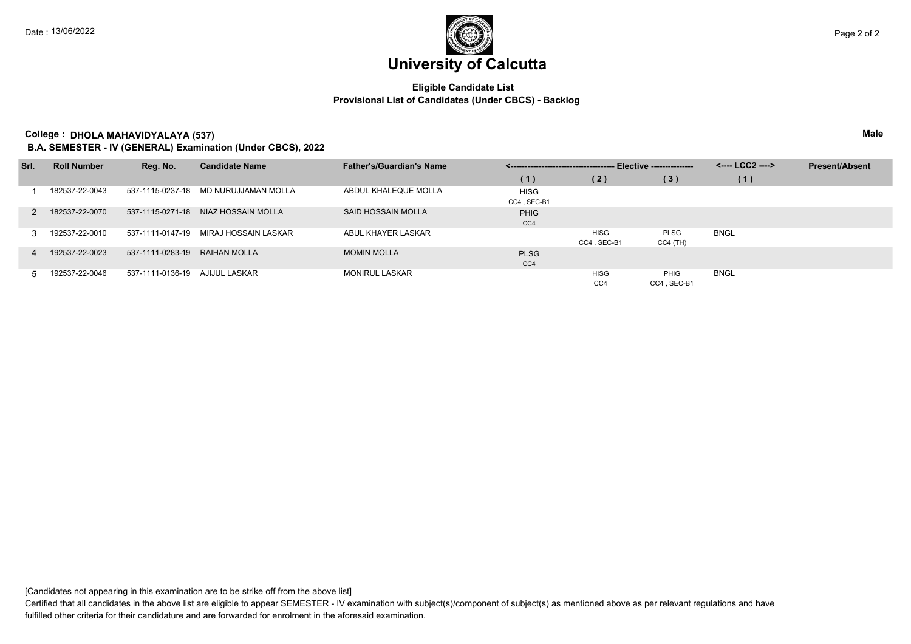# University of Calcutta

**Eligible Candidate List**
**Provisional List of Candidates (Under CBCS) - Backlog**

**College : DHOLA MAHAVIDYALAYA (537)** — **Male**

**B.A. SEMESTER - IV (GENERAL) Examination (Under CBCS), 2022**

| Srl. | Roll Number | Reg. No. | Candidate Name | Father's/Guardian's Name | <---- Elective ---- | | | <---- LCC2 ----> | Present/Absent |
|---|---|---|---|---|---|---|---|---|---|
| | | | | | (1) | (2) | (3) | (1) | |
| 1 | 182537-22-0043 | 537-1115-0237-18 | MD NURUJJAMAN MOLLA | ABDUL KHALEQUE MOLLA | HISG CC4 , SEC-B1 | | | | |
| 2 | 182537-22-0070 | 537-1115-0271-18 | NIAZ HOSSAIN MOLLA | SAID HOSSAIN MOLLA | PHIG CC4 | | | | |
| 3 | 192537-22-0010 | 537-1111-0147-19 | MIRAJ HOSSAIN LASKAR | ABUL KHAYER LASKAR | | HISG CC4 , SEC-B1 | PLSG CC4 (TH) | BNGL | |
| 4 | 192537-22-0023 | 537-1111-0283-19 | RAIHAN MOLLA | MOMIN MOLLA | PLSG CC4 | | | | |
| 5 | 192537-22-0046 | 537-1111-0136-19 | AJIJUL LASKAR | MONIRUL LASKAR | | HISG CC4 | PHIG CC4 , SEC-B1 | BNGL | |

[Candidates not appearing in this examination are to be strike off from the above list]

Certified that all candidates in the above list are eligible to appear SEMESTER - IV examination with subject(s)/component of subject(s) as mentioned above as per relevant regulations and have fulfilled other criteria for their candidature and are forwarded for enrolment in the aforesaid examination.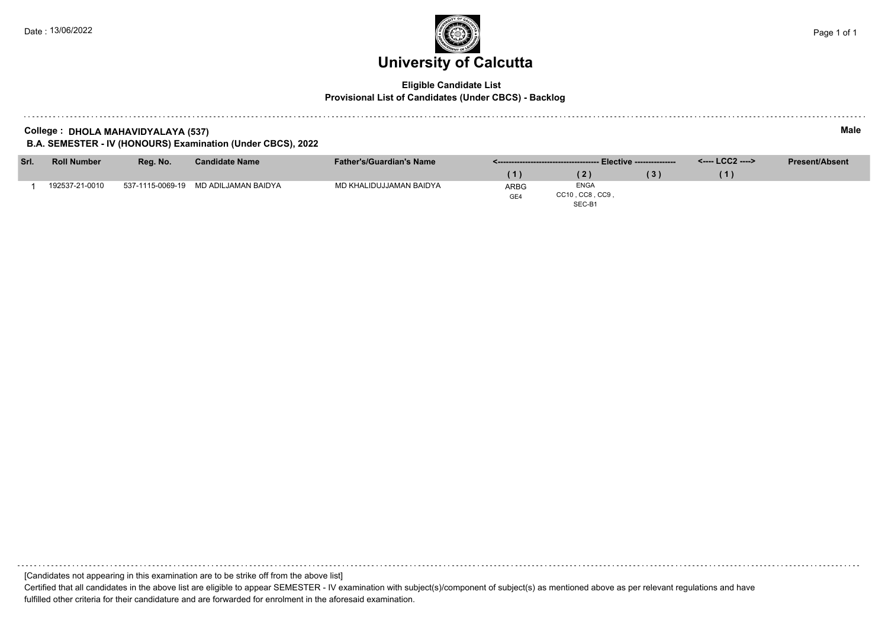Date : 13/06/2022

# University of Calcutta

**Eligible Candidate List**
**Provisional List of Candidates (Under CBCS) - Backlog**

**College : DHOLA MAHAVIDYALAYA (537)** **Male**
**B.A. SEMESTER - IV (HONOURS) Examination (Under CBCS), 2022**

| Srl. | Roll Number | Reg. No. | Candidate Name | Father's/Guardian's Name | <---- Elective ---- | | | <---- LCC2 ----> | Present/Absent |
|---|---|---|---|---|---|---|---|---|---|
| | | | | | (1) | (2) | (3) | (1) | |
| 1 | 192537-21-0010 | 537-1115-0069-19 | MD ADILJAMAN BAIDYA | MD KHALIDUJJAMAN BAIDYA | ARBG GE4 | ENGA CC10 , CC8 , CC9 , SEC-B1 | | | |

[Candidates not appearing in this examination are to be strike off from the above list]

Certified that all candidates in the above list are eligible to appear SEMESTER - IV examination with subject(s)/component of subject(s) as mentioned above as per relevant regulations and have fulfilled other criteria for their candidature and are forwarded for enrolment in the aforesaid examination.